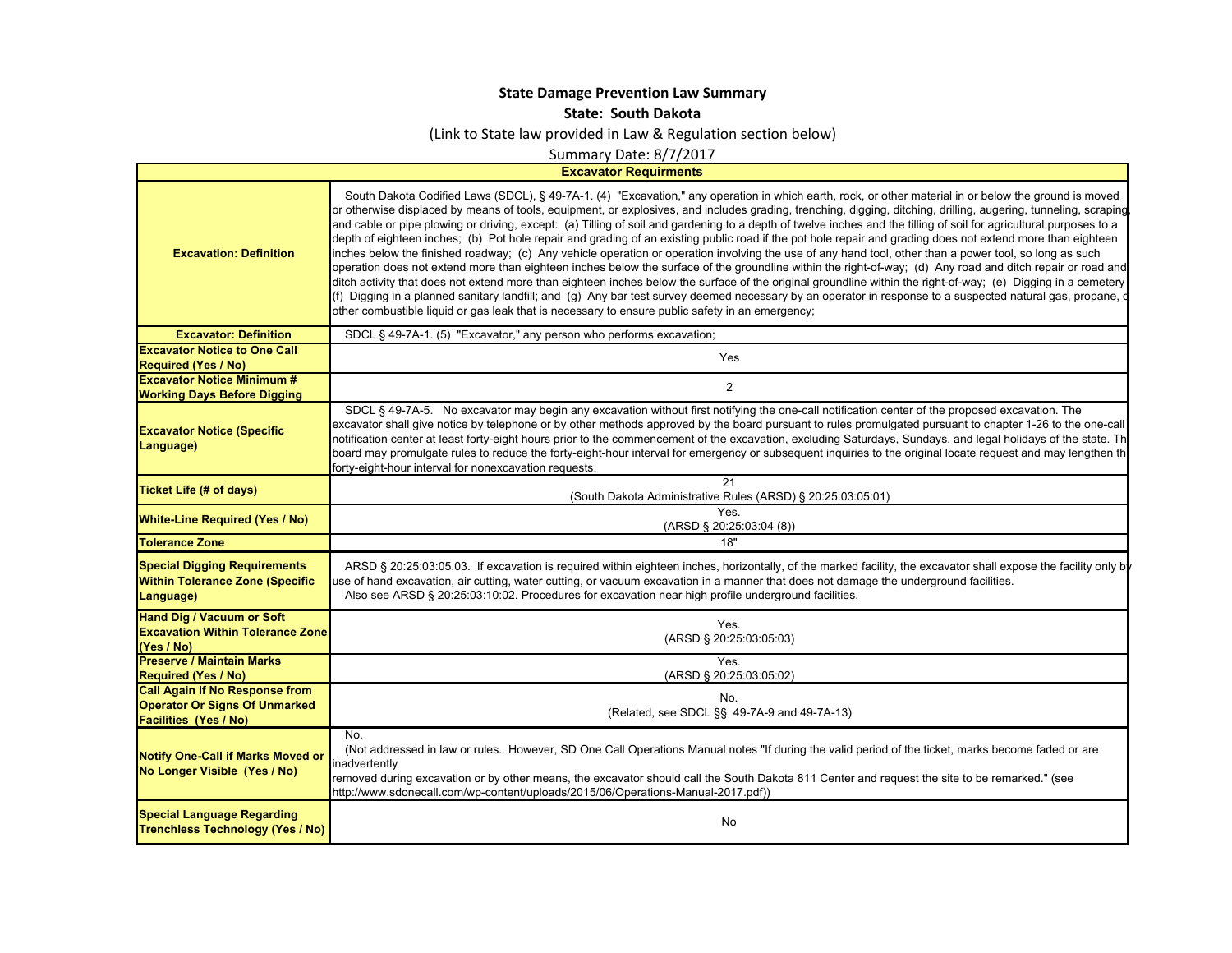# State Damage Prevention Law Summary

## State: South Dakota

(Link to State law provided in Law & Regulation section below)

Summary Date: 8/7/2017

| Excavator Requirments | |
|---|---|
| **Excavation: Definition** | South Dakota Codified Laws (SDCL), § 49-7A-1. (4) "Excavation," any operation in which earth, rock, or other material in or below the ground is moved or otherwise displaced by means of tools, equipment, or explosives, and includes grading, trenching, digging, ditching, drilling, augering, tunneling, scraping, and cable or pipe plowing or driving, except: (a) Tilling of soil and gardening to a depth of twelve inches and the tilling of soil for agricultural purposes to a depth of eighteen inches; (b) Pot hole repair and grading of an existing public road if the pot hole repair and grading does not extend more than eighteen inches below the finished roadway; (c) Any vehicle operation or operation involving the use of any hand tool, other than a power tool, so long as such operation does not extend more than eighteen inches below the surface of the groundline within the right-of-way; (d) Any road and ditch repair or road and ditch activity that does not extend more than eighteen inches below the surface of the original groundline within the right-of-way; (e) Digging in a cemetery; (f) Digging in a planned sanitary landfill; and (g) Any bar test survey deemed necessary by an operator in response to a suspected natural gas, propane, or other combustible liquid or gas leak that is necessary to ensure public safety in an emergency; |
| **Excavator: Definition** | SDCL § 49-7A-1. (5) "Excavator," any person who performs excavation; |
| **Excavator Notice to One Call Required (Yes / No)** | Yes |
| **Excavator Notice Minimum # Working Days Before Digging** | 2 |
| **Excavator Notice (Specific Language)** | SDCL § 49-7A-5. No excavator may begin any excavation without first notifying the one-call notification center of the proposed excavation. The excavator shall give notice by telephone or by other methods approved by the board pursuant to rules promulgated pursuant to chapter 1-26 to the one-call notification center at least forty-eight hours prior to the commencement of the excavation, excluding Saturdays, Sundays, and legal holidays of the state. The board may promulgate rules to reduce the forty-eight-hour interval for emergency or subsequent inquiries to the original locate request and may lengthen the forty-eight-hour interval for nonexcavation requests. |
| **Ticket Life (# of days)** | 21 (South Dakota Administrative Rules (ARSD) § 20:25:03:05:01) |
| **White-Line Required (Yes / No)** | Yes. (ARSD § 20:25:03:04 (8)) |
| **Tolerance Zone** | 18" |
| **Special Digging Requirements Within Tolerance Zone (Specific Language)** | ARSD § 20:25:03:05.03. If excavation is required within eighteen inches, horizontally, of the marked facility, the excavator shall expose the facility only by use of hand excavation, air cutting, water cutting, or vacuum excavation in a manner that does not damage the underground facilities. Also see ARSD § 20:25:03:10:02. Procedures for excavation near high profile underground facilities. |
| **Hand Dig / Vacuum or Soft Excavation Within Tolerance Zone (Yes / No)** | Yes. (ARSD § 20:25:03:05:03) |
| **Preserve / Maintain Marks Required (Yes / No)** | Yes. (ARSD § 20:25:03:05:02) |
| **Call Again If No Response from Operator Or Signs Of Unmarked Facilities (Yes / No)** | No. (Related, see SDCL §§ 49-7A-9 and 49-7A-13) |
| **Notify One-Call if Marks Moved or No Longer Visible (Yes / No)** | No. (Not addressed in law or rules. However, SD One Call Operations Manual notes "If during the valid period of the ticket, marks become faded or are inadvertently removed during excavation or by other means, the excavator should call the South Dakota 811 Center and request the site to be remarked." (see http://www.sdonecall.com/wp-content/uploads/2015/06/Operations-Manual-2017.pdf)) |
| **Special Language Regarding Trenchless Technology (Yes / No)** | No |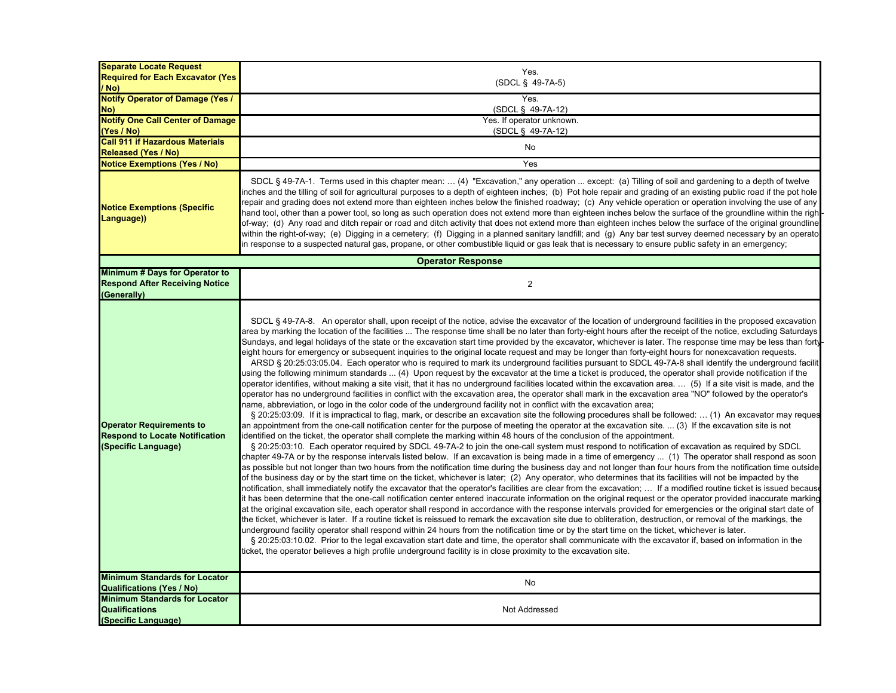| | |
|---|---|
| **Separate Locate Request Required for Each Excavator (Yes / No)** | Yes.<br>(SDCL § 49-7A-5) |
| **Notify Operator of Damage (Yes / No)** | Yes.<br>(SDCL § 49-7A-12) |
| **Notify One Call Center of Damage (Yes / No)** | Yes. If operator unknown.<br>(SDCL § 49-7A-12) |
| **Call 911 if Hazardous Materials Released (Yes / No)** | No |
| **Notice Exemptions (Yes / No)** | Yes |
| **Notice Exemptions (Specific Language))** | SDCL § 49-7A-1. Terms used in this chapter mean: … (4) "Excavation," any operation ... except: (a) Tilling of soil and gardening to a depth of twelve inches and the tilling of soil for agricultural purposes to a depth of eighteen inches; (b) Pot hole repair and grading of an existing public road if the pot hole repair and grading does not extend more than eighteen inches below the finished roadway; (c) Any vehicle operation or operation involving the use of any hand tool, other than a power tool, so long as such operation does not extend more than eighteen inches below the surface of the groundline within the right-of-way; (d) Any road and ditch repair or road and ditch activity that does not extend more than eighteen inches below the surface of the original groundline within the right-of-way; (e) Digging in a cemetery; (f) Digging in a planned sanitary landfill; and (g) Any bar test survey deemed necessary by an operator in response to a suspected natural gas, propane, or other combustible liquid or gas leak that is necessary to ensure public safety in an emergency; |
| **Operator Response** | |
| **Minimum # Days for Operator to Respond After Receiving Notice (Generally)** | 2 |
| **Operator Requirements to Respond to Locate Notification (Specific Language)** | SDCL § 49-7A-8. An operator shall, upon receipt of the notice, advise the excavator of the location of underground facilities in the proposed excavation area by marking the location of the facilities ... The response time shall be no later than forty-eight hours after the receipt of the notice, excluding Saturdays, Sundays, and legal holidays of the state or the excavation start time provided by the excavator, whichever is later. The response time may be less than forty-eight hours for emergency or subsequent inquiries to the original locate request and may be longer than forty-eight hours for nonexcavation requests.<br>ARSD § 20:25:03:05.04. Each operator who is required to mark its underground facilities pursuant to SDCL 49-7A-8 shall identify the underground facility using the following minimum standards ... (4) Upon request by the excavator at the time a ticket is produced, the operator shall provide notification if the operator identifies, without making a site visit, that it has no underground facilities located within the excavation area. … (5) If a site visit is made, and the operator has no underground facilities in conflict with the excavation area, the operator shall mark in the excavation area "NO" followed by the operator's name, abbreviation, or logo in the color code of the underground facility not in conflict with the excavation area;<br>§ 20:25:03:09. If it is impractical to flag, mark, or describe an excavation site the following procedures shall be followed: … (1) An excavator may request an appointment from the one-call notification center for the purpose of meeting the operator at the excavation site. ... (3) If the excavation site is not identified on the ticket, the operator shall complete the marking within 48 hours of the conclusion of the appointment.<br>§ 20:25:03:10. Each operator required by SDCL 49-7A-2 to join the one-call system must respond to notification of excavation as required by SDCL chapter 49-7A or by the response intervals listed below. If an excavation is being made in a time of emergency ... (1) The operator shall respond as soon as possible but not longer than two hours from the notification time during the business day and not longer than four hours from the notification time outside of the business day or by the start time on the ticket, whichever is later; (2) Any operator, who determines that its facilities will not be impacted by the notification, shall immediately notify the excavator that the operator's facilities are clear from the excavation; … If a modified routine ticket is issued because it has been determine that the one-call notification center entered inaccurate information on the original request or the operator provided inaccurate marking at the original excavation site, each operator shall respond in accordance with the response intervals provided for emergencies or the original start date of the ticket, whichever is later. If a routine ticket is reissued to remark the excavation site due to obliteration, destruction, or removal of the markings, the underground facility operator shall respond within 24 hours from the notification time or by the start time on the ticket, whichever is later.<br>§ 20:25:03:10.02. Prior to the legal excavation start date and time, the operator shall communicate with the excavator if, based on information in the ticket, the operator believes a high profile underground facility is in close proximity to the excavation site. |
| **Minimum Standards for Locator Qualifications (Yes / No)** | No |
| **Minimum Standards for Locator Qualifications (Specific Language)** | Not Addressed |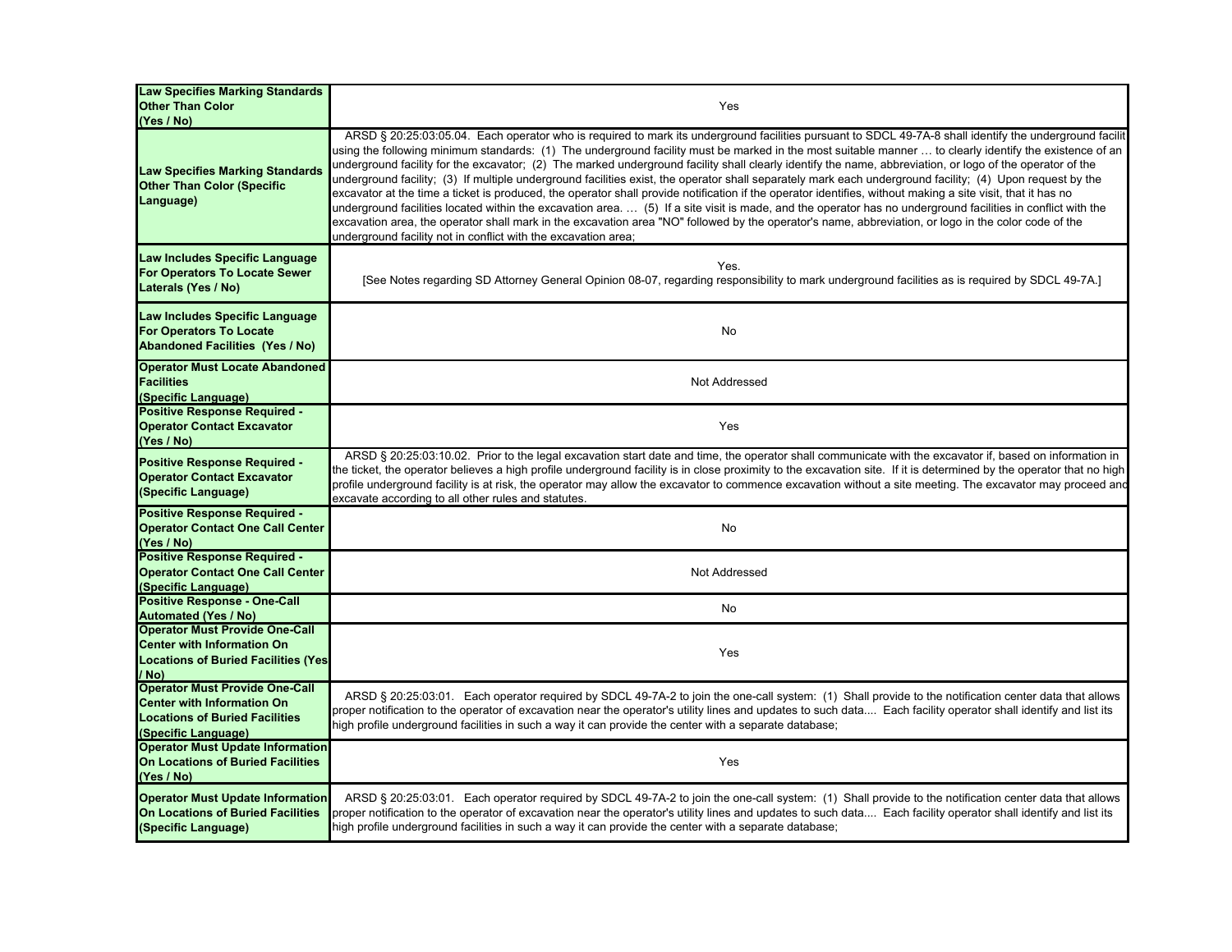| | |
|---|---|
| **Law Specifies Marking Standards Other Than Color (Yes / No)** | Yes |
| **Law Specifies Marking Standards Other Than Color (Specific Language)** | ARSD § 20:25:03:05.04. Each operator who is required to mark its underground facilities pursuant to SDCL 49-7A-8 shall identify the underground facilit using the following minimum standards: (1) The underground facility must be marked in the most suitable manner … to clearly identify the existence of an underground facility for the excavator; (2) The marked underground facility shall clearly identify the name, abbreviation, or logo of the operator of the underground facility; (3) If multiple underground facilities exist, the operator shall separately mark each underground facility; (4) Upon request by the excavator at the time a ticket is produced, the operator shall provide notification if the operator identifies, without making a site visit, that it has no underground facilities located within the excavation area. … (5) If a site visit is made, and the operator has no underground facilities in conflict with the excavation area, the operator shall mark in the excavation area "NO" followed by the operator's name, abbreviation, or logo in the color code of the underground facility not in conflict with the excavation area; |
| **Law Includes Specific Language For Operators To Locate Sewer Laterals (Yes / No)** | Yes. [See Notes regarding SD Attorney General Opinion 08-07, regarding responsibility to mark underground facilities as is required by SDCL 49-7A.] |
| **Law Includes Specific Language For Operators To Locate Abandoned Facilities (Yes / No)** | No |
| **Operator Must Locate Abandoned Facilities (Specific Language)** | Not Addressed |
| **Positive Response Required - Operator Contact Excavator (Yes / No)** | Yes |
| **Positive Response Required - Operator Contact Excavator (Specific Language)** | ARSD § 20:25:03:10.02. Prior to the legal excavation start date and time, the operator shall communicate with the excavator if, based on information in the ticket, the operator believes a high profile underground facility is in close proximity to the excavation site. If it is determined by the operator that no high profile underground facility is at risk, the operator may allow the excavator to commence excavation without a site meeting. The excavator may proceed and excavate according to all other rules and statutes. |
| **Positive Response Required - Operator Contact One Call Center (Yes / No)** | No |
| **Positive Response Required - Operator Contact One Call Center (Specific Language)** | Not Addressed |
| **Positive Response - One-Call Automated (Yes / No)** | No |
| **Operator Must Provide One-Call Center with Information On Locations of Buried Facilities (Yes / No)** | Yes |
| **Operator Must Provide One-Call Center with Information On Locations of Buried Facilities (Specific Language)** | ARSD § 20:25:03:01. Each operator required by SDCL 49-7A-2 to join the one-call system: (1) Shall provide to the notification center data that allows proper notification to the operator of excavation near the operator's utility lines and updates to such data.... Each facility operator shall identify and list its high profile underground facilities in such a way it can provide the center with a separate database; |
| **Operator Must Update Information On Locations of Buried Facilities (Yes / No)** | Yes |
| **Operator Must Update Information On Locations of Buried Facilities (Specific Language)** | ARSD § 20:25:03:01. Each operator required by SDCL 49-7A-2 to join the one-call system: (1) Shall provide to the notification center data that allows proper notification to the operator of excavation near the operator's utility lines and updates to such data.... Each facility operator shall identify and list its high profile underground facilities in such a way it can provide the center with a separate database; |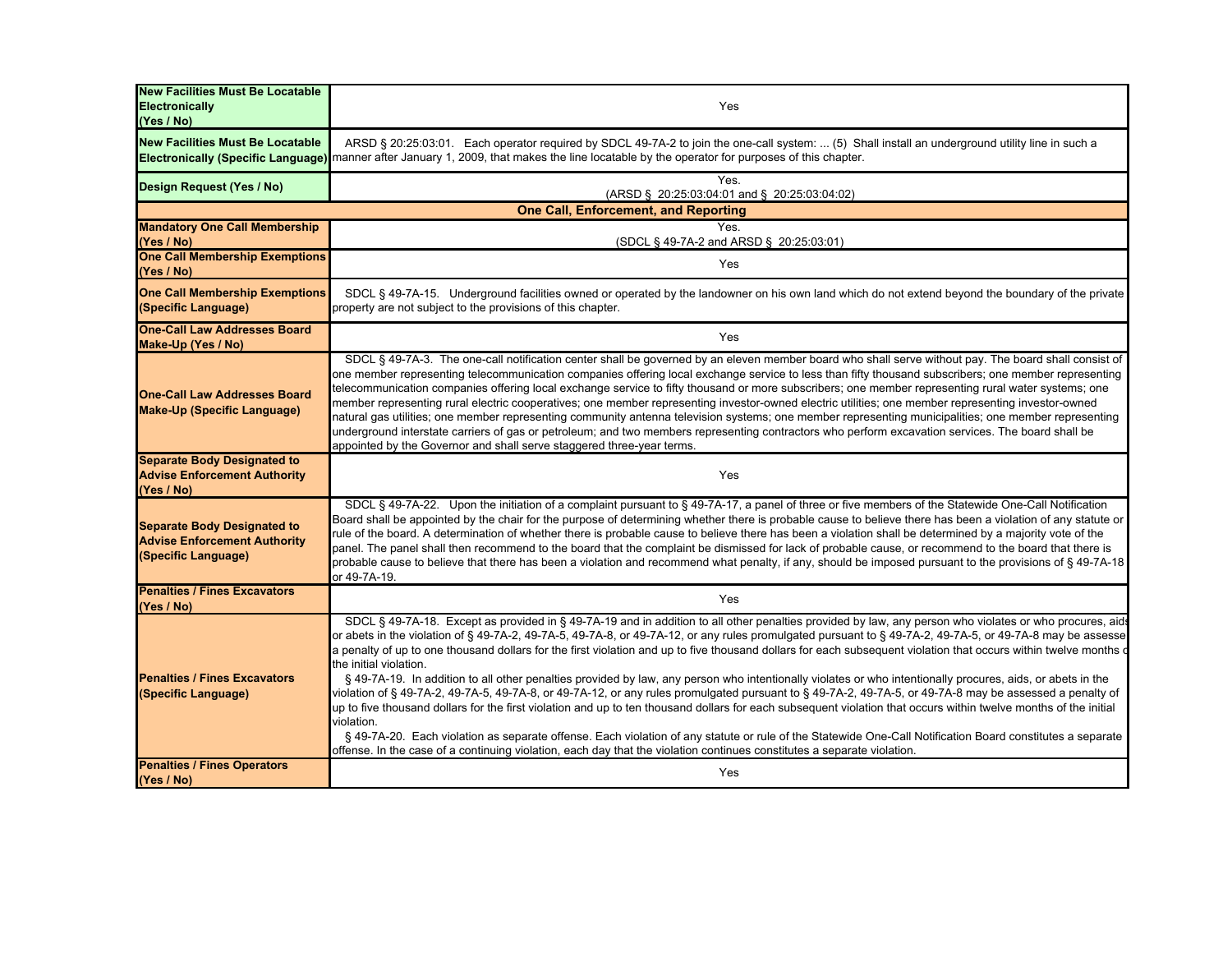| | |
|---|---|
| **New Facilities Must Be Locatable Electronically (Yes / No)** | Yes |
| **New Facilities Must Be Locatable Electronically (Specific Language)** | ARSD § 20:25:03:01. Each operator required by SDCL 49-7A-2 to join the one-call system: ... (5) Shall install an underground utility line in such a manner after January 1, 2009, that makes the line locatable by the operator for purposes of this chapter. |
| **Design Request (Yes / No)** | Yes. (ARSD § 20:25:03:04:01 and § 20:25:03:04:02) |
| **One Call, Enforcement, and Reporting** | |
| **Mandatory One Call Membership (Yes / No)** | Yes. (SDCL § 49-7A-2 and ARSD § 20:25:03:01) |
| **One Call Membership Exemptions (Yes / No)** | Yes |
| **One Call Membership Exemptions (Specific Language)** | SDCL § 49-7A-15. Underground facilities owned or operated by the landowner on his own land which do not extend beyond the boundary of the private property are not subject to the provisions of this chapter. |
| **One-Call Law Addresses Board Make-Up (Yes / No)** | Yes |
| **One-Call Law Addresses Board Make-Up (Specific Language)** | SDCL § 49-7A-3. The one-call notification center shall be governed by an eleven member board who shall serve without pay. The board shall consist of one member representing telecommunication companies offering local exchange service to less than fifty thousand subscribers; one member representing telecommunication companies offering local exchange service to fifty thousand or more subscribers; one member representing rural water systems; one member representing rural electric cooperatives; one member representing investor-owned electric utilities; one member representing investor-owned natural gas utilities; one member representing community antenna television systems; one member representing municipalities; one member representing underground interstate carriers of gas or petroleum; and two members representing contractors who perform excavation services. The board shall be appointed by the Governor and shall serve staggered three-year terms. |
| **Separate Body Designated to Advise Enforcement Authority (Yes / No)** | Yes |
| **Separate Body Designated to Advise Enforcement Authority (Specific Language)** | SDCL § 49-7A-22. Upon the initiation of a complaint pursuant to § 49-7A-17, a panel of three or five members of the Statewide One-Call Notification Board shall be appointed by the chair for the purpose of determining whether there is probable cause to believe there has been a violation of any statute or rule of the board. A determination of whether there is probable cause to believe there has been a violation shall be determined by a majority vote of the panel. The panel shall then recommend to the board that the complaint be dismissed for lack of probable cause, or recommend to the board that there is probable cause to believe that there has been a violation and recommend what penalty, if any, should be imposed pursuant to the provisions of § 49-7A-18 or 49-7A-19. |
| **Penalties / Fines Excavators (Yes / No)** | Yes |
| **Penalties / Fines Excavators (Specific Language)** | SDCL § 49-7A-18. Except as provided in § 49-7A-19 and in addition to all other penalties provided by law, any person who violates or who procures, aids or abets in the violation of § 49-7A-2, 49-7A-5, 49-7A-8, or 49-7A-12, or any rules promulgated pursuant to § 49-7A-2, 49-7A-5, or 49-7A-8 may be assessed a penalty of up to one thousand dollars for the first violation and up to five thousand dollars for each subsequent violation that occurs within twelve months of the initial violation.<br>§ 49-7A-19. In addition to all other penalties provided by law, any person who intentionally violates or who intentionally procures, aids, or abets in the violation of § 49-7A-2, 49-7A-5, 49-7A-8, or 49-7A-12, or any rules promulgated pursuant to § 49-7A-2, 49-7A-5, or 49-7A-8 may be assessed a penalty of up to five thousand dollars for the first violation and up to ten thousand dollars for each subsequent violation that occurs within twelve months of the initial violation.<br>§ 49-7A-20. Each violation as separate offense. Each violation of any statute or rule of the Statewide One-Call Notification Board constitutes a separate offense. In the case of a continuing violation, each day that the violation continues constitutes a separate violation. |
| **Penalties / Fines Operators (Yes / No)** | Yes |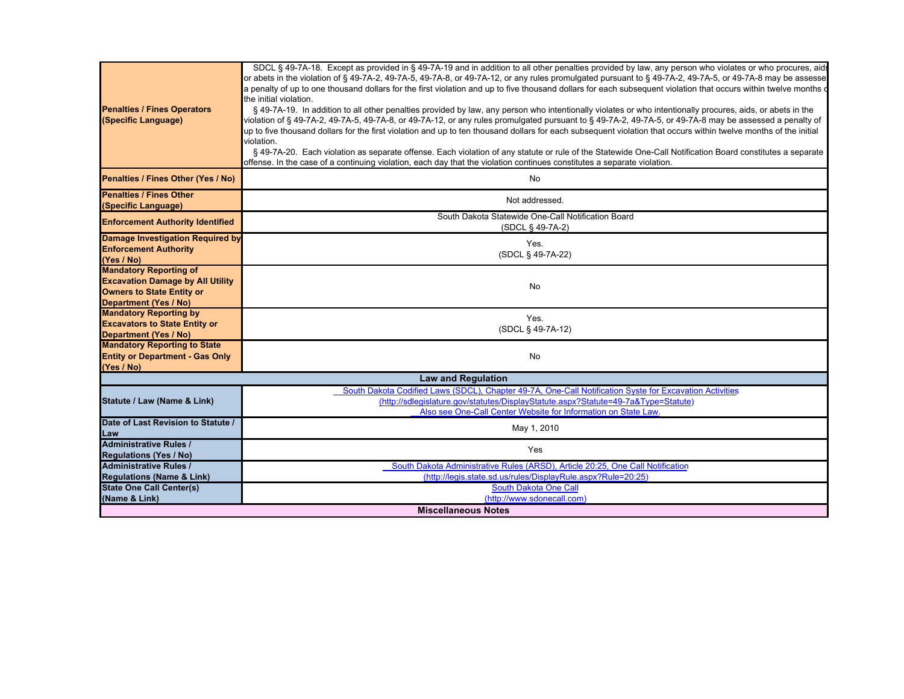| | |
|---|---|
| **Penalties / Fines Operators (Specific Language)** | SDCL § 49-7A-18. Except as provided in § 49-7A-19 and in addition to all other penalties provided by law, any person who violates or who procures, aids or abets in the violation of § 49-7A-2, 49-7A-5, 49-7A-8, or 49-7A-12, or any rules promulgated pursuant to § 49-7A-2, 49-7A-5, or 49-7A-8 may be assessed a penalty of up to one thousand dollars for the first violation and up to five thousand dollars for each subsequent violation that occurs within twelve months of the initial violation. § 49-7A-19. In addition to all other penalties provided by law, any person who intentionally violates or who intentionally procures, aids, or abets in the violation of § 49-7A-2, 49-7A-5, 49-7A-8, or 49-7A-12, or any rules promulgated pursuant to § 49-7A-2, 49-7A-5, or 49-7A-8 may be assessed a penalty of up to five thousand dollars for the first violation and up to ten thousand dollars for each subsequent violation that occurs within twelve months of the initial violation. § 49-7A-20. Each violation as separate offense. Each violation of any statute or rule of the Statewide One-Call Notification Board constitutes a separate offense. In the case of a continuing violation, each day that the violation continues constitutes a separate violation. |
| **Penalties / Fines Other (Yes / No)** | No |
| **Penalties / Fines Other (Specific Language)** | Not addressed. |
| **Enforcement Authority Identified** | South Dakota Statewide One-Call Notification Board (SDCL § 49-7A-2) |
| **Damage Investigation Required by Enforcement Authority (Yes / No)** | Yes. (SDCL § 49-7A-22) |
| **Mandatory Reporting of Excavation Damage by All Utility Owners to State Entity or Department (Yes / No)** | No |
| **Mandatory Reporting by Excavators to State Entity or Department (Yes / No)** | Yes. (SDCL § 49-7A-12) |
| **Mandatory Reporting to State Entity or Department - Gas Only (Yes / No)** | No |
| **Law and Regulation** | |
| **Statute / Law (Name & Link)** | South Dakota Codified Laws (SDCL), Chapter 49-7A, One-Call Notification Syste for Excavation Activities (http://sdlegislature.gov/statutes/DisplayStatute.aspx?Statute=49-7a&Type=Statute) Also see One-Call Center Website for Information on State Law. |
| **Date of Last Revision to Statute / Law** | May 1, 2010 |
| **Administrative Rules / Regulations (Yes / No)** | Yes |
| **Administrative Rules / Regulations (Name & Link)** | South Dakota Administrative Rules (ARSD), Article 20:25, One Call Notification (http://legis.state.sd.us/rules/DisplayRule.aspx?Rule=20:25) |
| **State One Call Center(s) (Name & Link)** | South Dakota One Call (http://www.sdonecall.com) |
| **Miscellaneous Notes** | |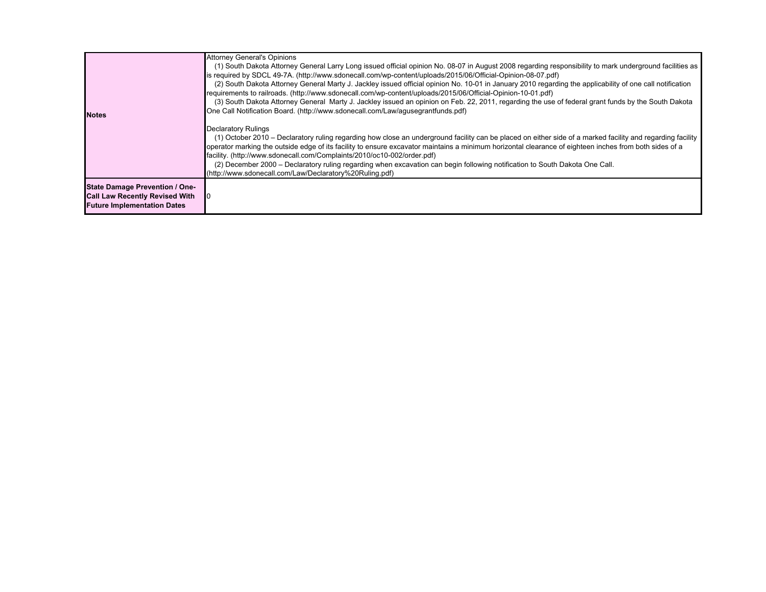| | |
|---|---|
| **Notes** | Attorney General's Opinions<br>(1) South Dakota Attorney General Larry Long issued official opinion No. 08-07 in August 2008 regarding responsibility to mark underground facilities as is required by SDCL 49-7A. (http://www.sdonecall.com/wp-content/uploads/2015/06/Official-Opinion-08-07.pdf)<br>(2) South Dakota Attorney General Marty J. Jackley issued official opinion No. 10-01 in January 2010 regarding the applicability of one call notification requirements to railroads. (http://www.sdonecall.com/wp-content/uploads/2015/06/Official-Opinion-10-01.pdf)<br>(3) South Dakota Attorney General Marty J. Jackley issued an opinion on Feb. 22, 2011, regarding the use of federal grant funds by the South Dakota One Call Notification Board. (http://www.sdonecall.com/Law/agusegrantfunds.pdf)<br><br>Declaratory Rulings<br>(1) October 2010 – Declaratory ruling regarding how close an underground facility can be placed on either side of a marked facility and regarding facility operator marking the outside edge of its facility to ensure excavator maintains a minimum horizontal clearance of eighteen inches from both sides of a facility. (http://www.sdonecall.com/Complaints/2010/oc10-002/order.pdf)<br>(2) December 2000 – Declaratory ruling regarding when excavation can begin following notification to South Dakota One Call. (http://www.sdonecall.com/Law/Declaratory%20Ruling.pdf) |
| **State Damage Prevention / One-Call Law Recently Revised With Future Implementation Dates** | 0 |